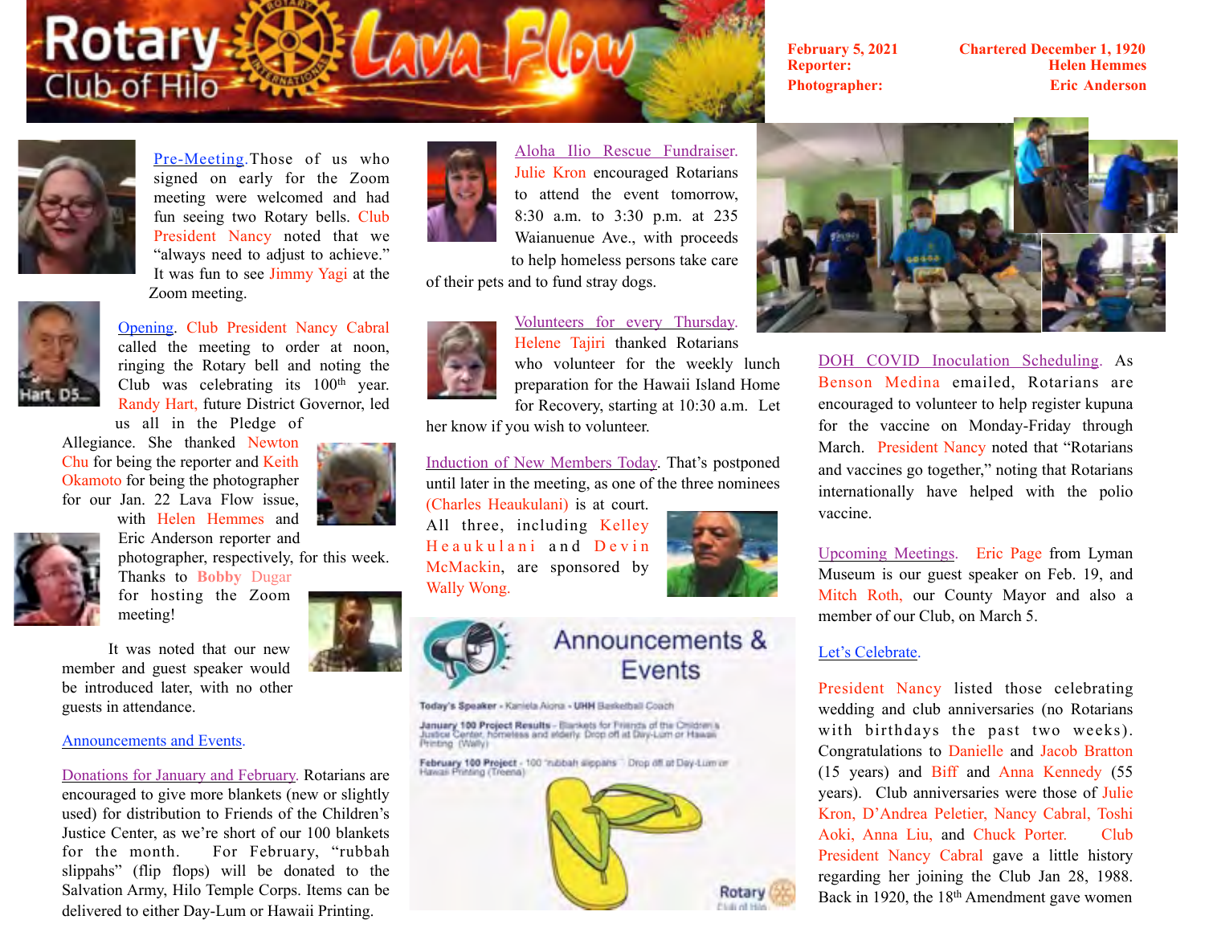# Rotary Club of Hilo Lava Flow

**February 5, 2021** **Chartered December 1, 1920**
**Reporter:** **Helen Hemmes**
**Photographer:** **Eric Anderson**

Pre-Meeting. Those of us who signed on early for the Zoom meeting were welcomed and had fun seeing two Rotary bells. Club President Nancy noted that we "always need to adjust to achieve." It was fun to see Jimmy Yagi at the Zoom meeting.

Opening. Club President Nancy Cabral called the meeting to order at noon, ringing the Rotary bell and noting the Club was celebrating its 100th year. Randy Hart, future District Governor, led us all in the Pledge of Allegiance. She thanked Newton Chu for being the reporter and Keith Okamoto for being the photographer for our Jan. 22 Lava Flow issue, with Helen Hemmes and Eric Anderson reporter and photographer, respectively, for this week. Thanks to Bobby Dugar for hosting the Zoom meeting!

It was noted that our new member and guest speaker would be introduced later, with no other guests in attendance.

Announcements and Events.

Donations for January and February. Rotarians are encouraged to give more blankets (new or slightly used) for distribution to Friends of the Children's Justice Center, as we're short of our 100 blankets for the month. For February, "rubbah slippahs" (flip flops) will be donated to the Salvation Army, Hilo Temple Corps. Items can be delivered to either Day-Lum or Hawaii Printing.

Aloha Ilio Rescue Fundraiser. Julie Kron encouraged Rotarians to attend the event tomorrow, 8:30 a.m. to 3:30 p.m. at 235 Waianuenue Ave., with proceeds to help homeless persons take care of their pets and to fund stray dogs.

Volunteers for every Thursday. Helene Tajiri thanked Rotarians who volunteer for the weekly lunch preparation for the Hawaii Island Home for Recovery, starting at 10:30 a.m. Let her know if you wish to volunteer.

Induction of New Members Today. That's postponed until later in the meeting, as one of the three nominees (Charles Heaukulani) is at court. All three, including Kelley Heaukulani and Devin McMackin, are sponsored by Wally Wong.

DOH COVID Inoculation Scheduling. As Benson Medina emailed, Rotarians are encouraged to volunteer to help register kupuna for the vaccine on Monday-Friday through March. President Nancy noted that "Rotarians and vaccines go together," noting that Rotarians internationally have helped with the polio vaccine.

Upcoming Meetings. Eric Page from Lyman Museum is our guest speaker on Feb. 19, and Mitch Roth, our County Mayor and also a member of our Club, on March 5.

Let's Celebrate.

President Nancy listed those celebrating wedding and club anniversaries (no Rotarians with birthdays the past two weeks). Congratulations to Danielle and Jacob Bratton (15 years) and Biff and Anna Kennedy (55 years). Club anniversaries were those of Julie Kron, D'Andrea Peletier, Nancy Cabral, Toshi Aoki, Anna Liu, and Chuck Porter. Club President Nancy Cabral gave a little history regarding her joining the Club Jan 28, 1988. Back in 1920, the 18th Amendment gave women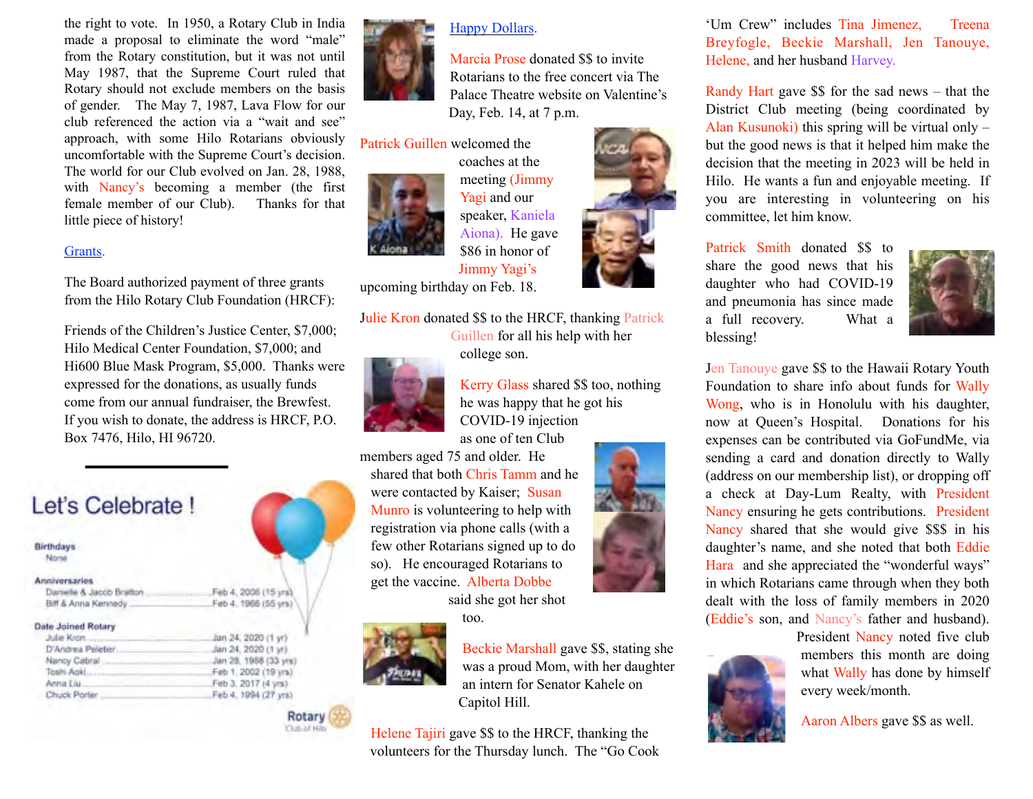the right to vote. In 1950, a Rotary Club in India made a proposal to eliminate the word "male" from the Rotary constitution, but it was not until May 1987, that the Supreme Court ruled that Rotary should not exclude members on the basis of gender. The May 7, 1987, Lava Flow for our club referenced the action via a "wait and see" approach, with some Hilo Rotarians obviously uncomfortable with the Supreme Court's decision. The world for our Club evolved on Jan. 28, 1988, with Nancy's becoming a member (the first female member of our Club). Thanks for that little piece of history!

## Grants.

The Board authorized payment of three grants from the Hilo Rotary Club Foundation (HRCF):

Friends of the Children's Justice Center, $7,000; Hilo Medical Center Foundation, $7,000; and Hi600 Blue Mask Program, $5,000. Thanks were expressed for the donations, as usually funds come from our annual fundraiser, the Brewfest. If you wish to donate, the address is HRCF, P.O. Box 7476, Hilo, HI 96720.

---

## Let's Celebrate !

**Birthdays**
None

**Anniversaries**

| | |
|---|---|
| Danielle & Jacob Bratton | Feb 4, 2006 (15 yrs) |
| Biff & Anna Kennedy | Feb 4, 1966 (55 yrs) |

**Date Joined Rotary**

| | |
|---|---|
| Julie Kron | Jan 24, 2020 (1 yr) |
| D'Andrea Peletier | Jan 24, 2020 (1 yr) |
| Nancy Cabral | Jan 28, 1988 (33 yrs) |
| Toshi Aoki | Feb 1, 2002 (19 yrs) |
| Anna Liu | Feb 3, 2017 (4 yrs) |
| Chuck Porter | Feb 4, 1994 (27 yrs) |

Rotary Club of Hilo

## Happy Dollars.

Marcia Prose donated $$ to invite Rotarians to the free concert via The Palace Theatre website on Valentine's Day, Feb. 14, at 7 p.m.

Patrick Guillen welcomed the coaches at the meeting (Jimmy Yagi and our speaker, Kaniela Aiona). He gave $86 in honor of Jimmy Yagi's upcoming birthday on Feb. 18.

Julie Kron donated $$ to the HRCF, thanking Patrick Guillen for all his help with her college son.

Kerry Glass shared $$ too, nothing he was happy that he got his COVID-19 injection as one of ten Club members aged 75 and older. He shared that both Chris Tamm and he were contacted by Kaiser; Susan Munro is volunteering to help with registration via phone calls (with a few other Rotarians signed up to do so). He encouraged Rotarians to get the vaccine. Alberta Dobbe said she got her shot too.

Beckie Marshall gave $$, stating she was a proud Mom, with her daughter an intern for Senator Kahele on Capitol Hill.

Helene Tajiri gave $$ to the HRCF, thanking the volunteers for the Thursday lunch. The "Go Cook 'Um Crew" includes Tina Jimenez, Treena Breyfogle, Beckie Marshall, Jen Tanouye, Helene, and her husband Harvey.

Randy Hart gave $$ for the sad news – that the District Club meeting (being coordinated by Alan Kusunoki) this spring will be virtual only – but the good news is that it helped him make the decision that the meeting in 2023 will be held in Hilo. He wants a fun and enjoyable meeting. If you are interesting in volunteering on his committee, let him know.

Patrick Smith donated $$ to share the good news that his daughter who had COVID-19 and pneumonia has since made a full recovery. What a blessing!

Jen Tanouye gave $$ to the Hawaii Rotary Youth Foundation to share info about funds for Wally Wong, who is in Honolulu with his daughter, now at Queen's Hospital. Donations for his expenses can be contributed via GoFundMe, via sending a card and donation directly to Wally (address on our membership list), or dropping off a check at Day-Lum Realty, with President Nancy ensuring he gets contributions. President Nancy shared that she would give $$$ in his daughter's name, and she noted that both Eddie Hara and she appreciated the "wonderful ways" in which Rotarians came through when they both dealt with the loss of family members in 2020 (Eddie's son, and Nancy's father and husband). President Nancy noted five club members this month are doing what Wally has done by himself every week/month.

Aaron Albers gave $$ as well.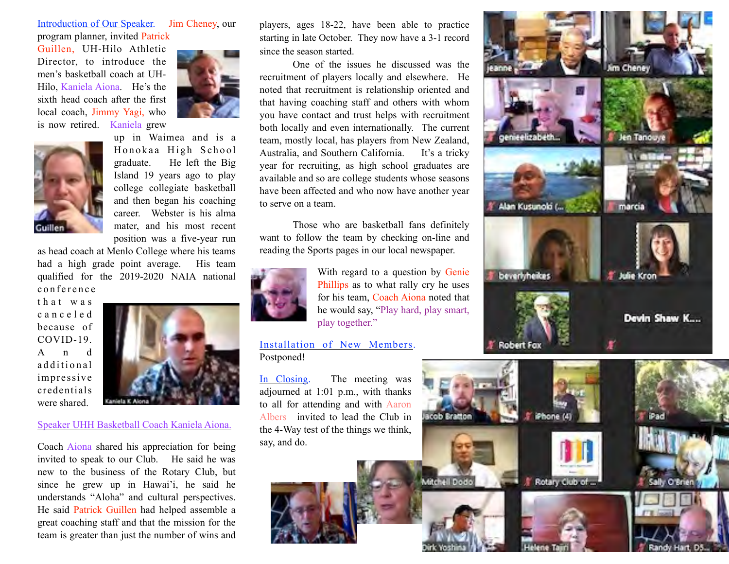Introduction of Our Speaker. Jim Cheney, our program planner, invited Patrick Guillen, UH-Hilo Athletic Director, to introduce the men's basketball coach at UH-Hilo, Kaniela Aiona. He's the sixth head coach after the first local coach, Jimmy Yagi, who is now retired. Kaniela grew up in Waimea and is a Honokaa High School graduate. He left the Big Island 19 years ago to play college collegiate basketball and then began his coaching career. Webster is his alma mater, and his most recent position was a five-year run as head coach at Menlo College where his teams had a high grade point average. His team qualified for the 2019-2020 NAIA national conference that was canceled because of COVID-19. And additional impressive credentials were shared.

Speaker UHH Basketball Coach Kaniela Aiona.

Coach Aiona shared his appreciation for being invited to speak to our Club. He said he was new to the business of the Rotary Club, but since he grew up in Hawai'i, he said he understands "Aloha" and cultural perspectives. He said Patrick Guillen had helped assemble a great coaching staff and that the mission for the team is greater than just the number of wins and players, ages 18-22, have been able to practice starting in late October. They now have a 3-1 record since the season started.

One of the issues he discussed was the recruitment of players locally and elsewhere. He noted that recruitment is relationship oriented and that having coaching staff and others with whom you have contact and trust helps with recruitment both locally and even internationally. The current team, mostly local, has players from New Zealand, Australia, and Southern California. It's a tricky year for recruiting, as high school graduates are available and so are college students whose seasons have been affected and who now have another year to serve on a team.

Those who are basketball fans definitely want to follow the team by checking on-line and reading the Sports pages in our local newspaper.

With regard to a question by Genie Phillips as to what rally cry he uses for his team, Coach Aiona noted that he would say, "Play hard, play smart, play together."

Installation of New Members. Postponed!

In Closing. The meeting was adjourned at 1:01 p.m., with thanks to all for attending and with Aaron Albers invited to lead the Club in the 4-Way test of the things we think, say, and do.